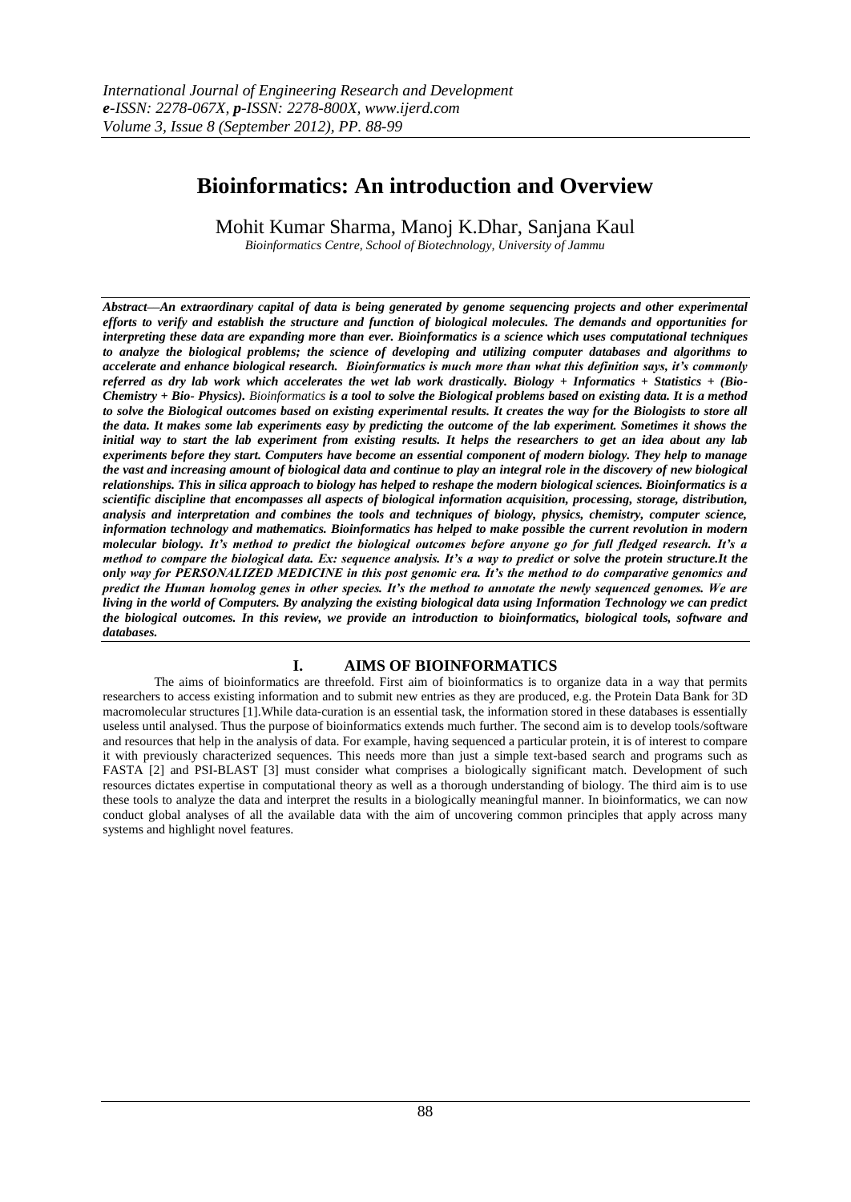# Bioinformatics: An introduction and Overview

Mohit Kumar Sharma, Manoj K.Dhar, Sanjana Kaul

*Bioinformatics Centre, School of Biotechnology, University of Jammu*

***Abstract—An extraordinary capital of data is being generated by genome sequencing projects and other experimental efforts to verify and establish the structure and function of biological molecules. The demands and opportunities for interpreting these data are expanding more than ever. Bioinformatics is a science which uses computational techniques to analyze the biological problems; the science of developing and utilizing computer databases and algorithms to accelerate and enhance biological research. Bioinformatics is much more than what this definition says, it's commonly referred as dry lab work which accelerates the wet lab work drastically. Biology + Informatics + Statistics + (Bio-Chemistry + Bio- Physics).*** *Bioinformatics* ***is a tool to solve the Biological problems based on existing data. It is a method to solve the Biological outcomes based on existing experimental results. It creates the way for the Biologists to store all the data. It makes some lab experiments easy by predicting the outcome of the lab experiment. Sometimes it shows the initial way to start the lab experiment from existing results. It helps the researchers to get an idea about any lab experiments before they start. Computers have become an essential component of modern biology. They help to manage the vast and increasing amount of biological data and continue to play an integral role in the discovery of new biological relationships. This in silica approach to biology has helped to reshape the modern biological sciences. Bioinformatics is a scientific discipline that encompasses all aspects of biological information acquisition, processing, storage, distribution, analysis and interpretation and combines the tools and techniques of biology, physics, chemistry, computer science, information technology and mathematics. Bioinformatics has helped to make possible the current revolution in modern molecular biology. It's method to predict the biological outcomes before anyone go for full fledged research. It's a method to compare the biological data. Ex: sequence analysis. It's a way to predict or solve the protein structure.It the only way for PERSONALIZED MEDICINE in this post genomic era. It's the method to do comparative genomics and predict the Human homolog genes in other species. It's the method to annotate the newly sequenced genomes. We are living in the world of Computers. By analyzing the existing biological data using Information Technology we can predict the biological outcomes. In this review, we provide an introduction to bioinformatics, biological tools, software and databases.***

## I. AIMS OF BIOINFORMATICS

The aims of bioinformatics are threefold. First aim of bioinformatics is to organize data in a way that permits researchers to access existing information and to submit new entries as they are produced, e.g. the Protein Data Bank for 3D macromolecular structures [1].While data-curation is an essential task, the information stored in these databases is essentially useless until analysed. Thus the purpose of bioinformatics extends much further. The second aim is to develop tools/software and resources that help in the analysis of data. For example, having sequenced a particular protein, it is of interest to compare it with previously characterized sequences. This needs more than just a simple text-based search and programs such as FASTA [2] and PSI-BLAST [3] must consider what comprises a biologically significant match. Development of such resources dictates expertise in computational theory as well as a thorough understanding of biology. The third aim is to use these tools to analyze the data and interpret the results in a biologically meaningful manner. In bioinformatics, we can now conduct global analyses of all the available data with the aim of uncovering common principles that apply across many systems and highlight novel features.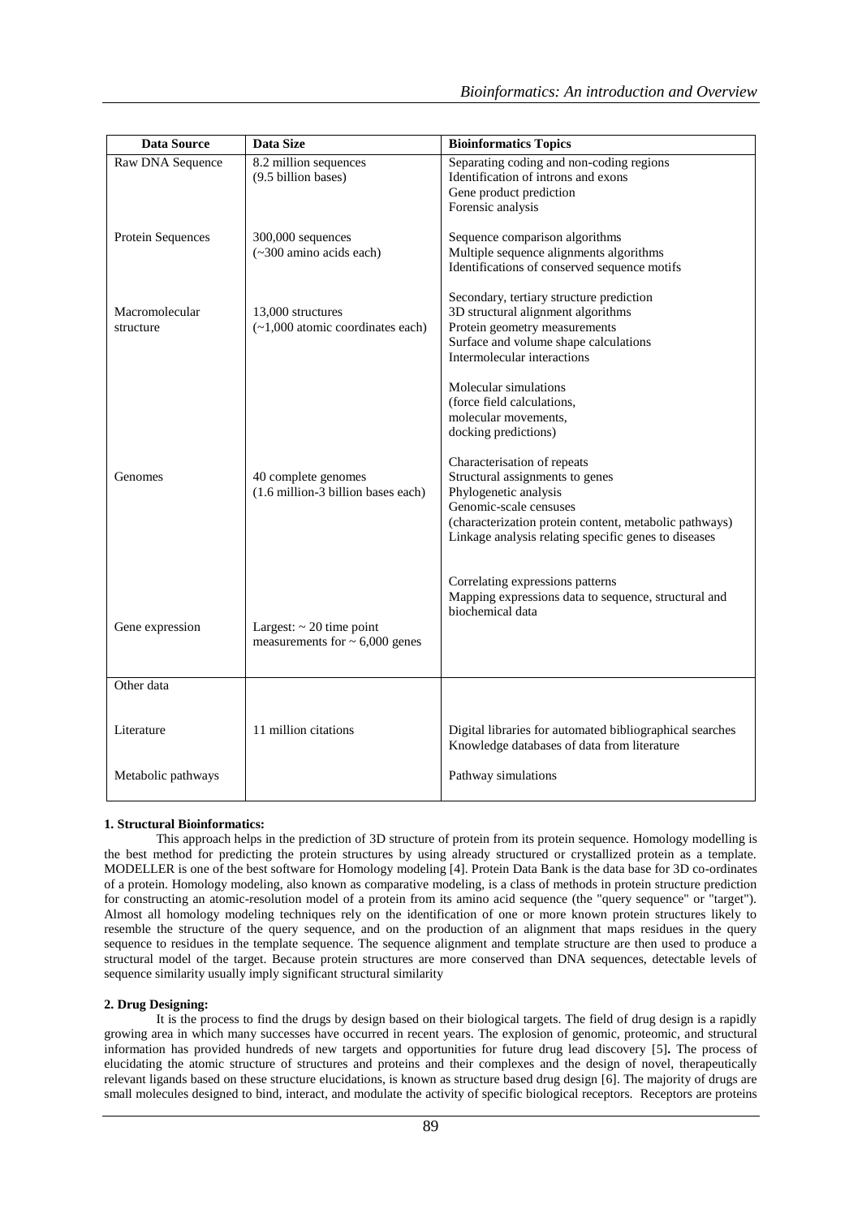| Data Source | Data Size | Bioinformatics Topics |
|---|---|---|
| Raw DNA Sequence | 8.2 million sequences (9.5 billion bases) | Separating coding and non-coding regions<br>Identification of introns and exons<br>Gene product prediction<br>Forensic analysis |
| Protein Sequences | 300,000 sequences (~300 amino acids each) | Sequence comparison algorithms<br>Multiple sequence alignments algorithms<br>Identifications of conserved sequence motifs |
| Macromolecular structure | 13,000 structures (~1,000 atomic coordinates each) | Secondary, tertiary structure prediction<br>3D structural alignment algorithms<br>Protein geometry measurements<br>Surface and volume shape calculations<br>Intermolecular interactions<br><br>Molecular simulations<br>(force field calculations,<br>molecular movements,<br>docking predictions) |
| Genomes | 40 complete genomes (1.6 million-3 billion bases each) | Characterisation of repeats<br>Structural assignments to genes<br>Phylogenetic analysis<br>Genomic-scale censuses<br>(characterization protein content, metabolic pathways)<br>Linkage analysis relating specific genes to diseases |
| Gene expression | Largest: ~ 20 time point measurements for ~ 6,000 genes | Correlating expressions patterns<br>Mapping expressions data to sequence, structural and biochemical data |
| Other data | | |
| Literature | 11 million citations | Digital libraries for automated bibliographical searches<br>Knowledge databases of data from literature |
| Metabolic pathways | | Pathway simulations |

**1. Structural Bioinformatics:**

This approach helps in the prediction of 3D structure of protein from its protein sequence. Homology modelling is the best method for predicting the protein structures by using already structured or crystallized protein as a template. MODELLER is one of the best software for Homology modeling [4]. Protein Data Bank is the data base for 3D co-ordinates of a protein. Homology modeling, also known as comparative modeling, is a class of methods in protein structure prediction for constructing an atomic-resolution model of a protein from its amino acid sequence (the "query sequence" or "target"). Almost all homology modeling techniques rely on the identification of one or more known protein structures likely to resemble the structure of the query sequence, and on the production of an alignment that maps residues in the query sequence to residues in the template sequence. The sequence alignment and template structure are then used to produce a structural model of the target. Because protein structures are more conserved than DNA sequences, detectable levels of sequence similarity usually imply significant structural similarity

**2. Drug Designing:**

It is the process to find the drugs by design based on their biological targets. The field of drug design is a rapidly growing area in which many successes have occurred in recent years. The explosion of genomic, proteomic, and structural information has provided hundreds of new targets and opportunities for future drug lead discovery [5]**.** The process of elucidating the atomic structure of structures and proteins and their complexes and the design of novel, therapeutically relevant ligands based on these structure elucidations, is known as structure based drug design [6]. The majority of drugs are small molecules designed to bind, interact, and modulate the activity of specific biological receptors. Receptors are proteins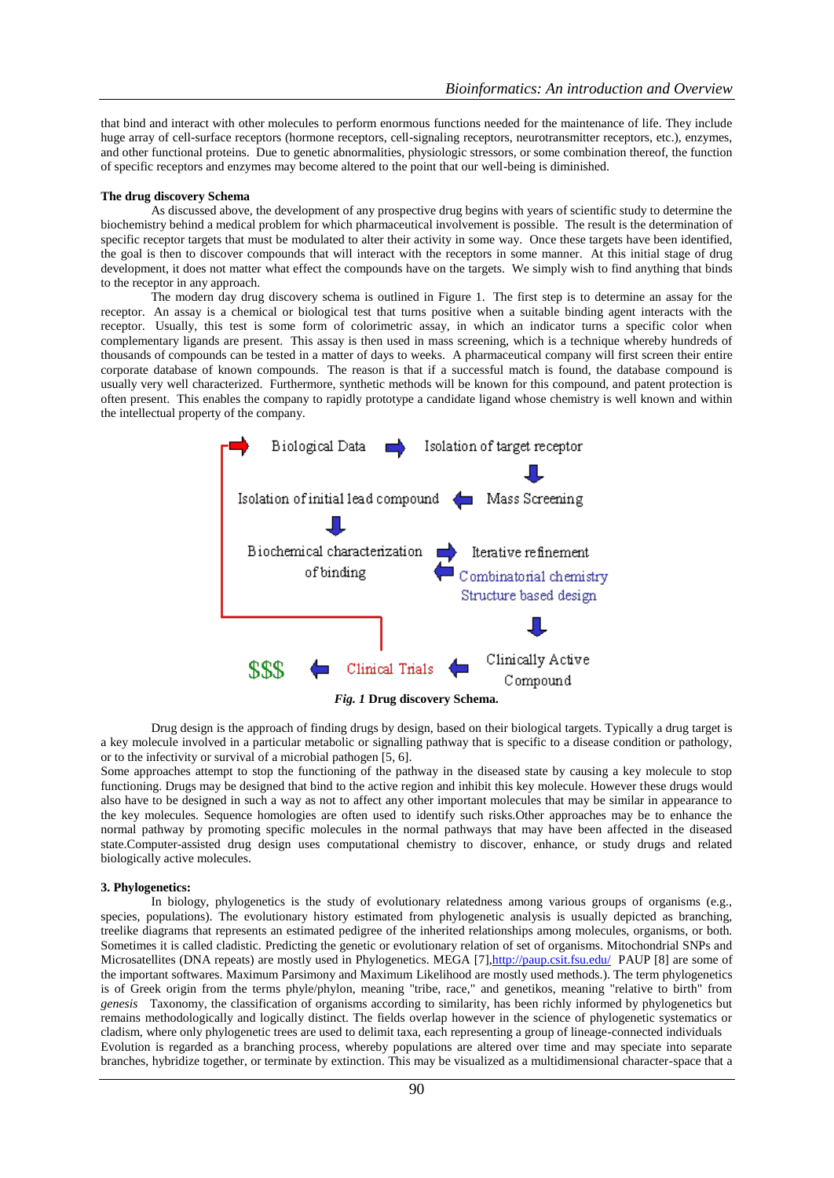that bind and interact with other molecules to perform enormous functions needed for the maintenance of life. They include huge array of cell-surface receptors (hormone receptors, cell-signaling receptors, neurotransmitter receptors, etc.), enzymes, and other functional proteins. Due to genetic abnormalities, physiologic stressors, or some combination thereof, the function of specific receptors and enzymes may become altered to the point that our well-being is diminished.

**The drug discovery Schema**

As discussed above, the development of any prospective drug begins with years of scientific study to determine the biochemistry behind a medical problem for which pharmaceutical involvement is possible. The result is the determination of specific receptor targets that must be modulated to alter their activity in some way. Once these targets have been identified, the goal is then to discover compounds that will interact with the receptors in some manner. At this initial stage of drug development, it does not matter what effect the compounds have on the targets. We simply wish to find anything that binds to the receptor in any approach.

The modern day drug discovery schema is outlined in Figure 1. The first step is to determine an assay for the receptor. An assay is a chemical or biological test that turns positive when a suitable binding agent interacts with the receptor. Usually, this test is some form of colorimetric assay, in which an indicator turns a specific color when complementary ligands are present. This assay is then used in mass screening, which is a technique whereby hundreds of thousands of compounds can be tested in a matter of days to weeks. A pharmaceutical company will first screen their entire corporate database of known compounds. The reason is that if a successful match is found, the database compound is usually very well characterized. Furthermore, synthetic methods will be known for this compound, and patent protection is often present. This enables the company to rapidly prototype a candidate ligand whose chemistry is well known and within the intellectual property of the company.

Biological Data → Isolation of target receptor → Mass Screening → Isolation of initial lead compound → Biochemical characterization of binding ⇄ Iterative refinement (Combinatorial chemistry, Structure based design) → Clinically Active Compound → Clinical Trials → $$$

*Fig. 1* **Drug discovery Schema.**

Drug design is the approach of finding drugs by design, based on their biological targets. Typically a drug target is a key molecule involved in a particular metabolic or signalling pathway that is specific to a disease condition or pathology, or to the infectivity or survival of a microbial pathogen [5, 6].
Some approaches attempt to stop the functioning of the pathway in the diseased state by causing a key molecule to stop functioning. Drugs may be designed that bind to the active region and inhibit this key molecule. However these drugs would also have to be designed in such a way as not to affect any other important molecules that may be similar in appearance to the key molecules. Sequence homologies are often used to identify such risks.Other approaches may be to enhance the normal pathway by promoting specific molecules in the normal pathways that may have been affected in the diseased state.Computer-assisted drug design uses computational chemistry to discover, enhance, or study drugs and related biologically active molecules.

**3. Phylogenetics:**

In biology, phylogenetics is the study of evolutionary relatedness among various groups of organisms (e.g., species, populations). The evolutionary history estimated from phylogenetic analysis is usually depicted as branching, treelike diagrams that represents an estimated pedigree of the inherited relationships among molecules, organisms, or both. Sometimes it is called cladistic. Predicting the genetic or evolutionary relation of set of organisms. Mitochondrial SNPs and Microsatellites (DNA repeats) are mostly used in Phylogenetics. MEGA [7],http://paup.csit.fsu.edu/ PAUP [8] are some of the important softwares. Maximum Parsimony and Maximum Likelihood are mostly used methods.). The term phylogenetics is of Greek origin from the terms phyle/phylon, meaning "tribe, race," and genetikos, meaning "relative to birth" from *genesis* Taxonomy, the classification of organisms according to similarity, has been richly informed by phylogenetics but remains methodologically and logically distinct. The fields overlap however in the science of phylogenetic systematics or cladism, where only phylogenetic trees are used to delimit taxa, each representing a group of lineage-connected individuals
Evolution is regarded as a branching process, whereby populations are altered over time and may speciate into separate branches, hybridize together, or terminate by extinction. This may be visualized as a multidimensional character-space that a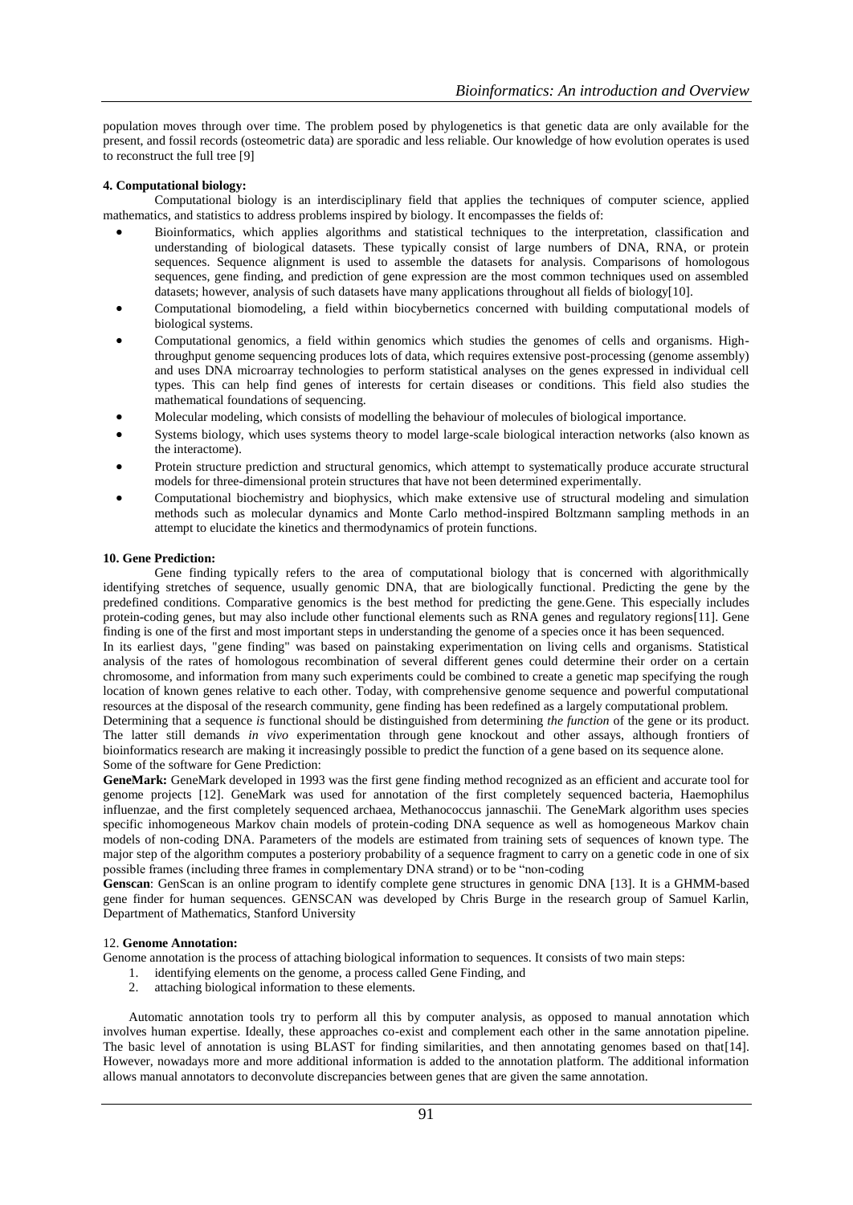population moves through over time. The problem posed by phylogenetics is that genetic data are only available for the present, and fossil records (osteometric data) are sporadic and less reliable. Our knowledge of how evolution operates is used to reconstruct the full tree [9]

#### 4. Computational biology:

Computational biology is an interdisciplinary field that applies the techniques of computer science, applied mathematics, and statistics to address problems inspired by biology. It encompasses the fields of:

- Bioinformatics, which applies algorithms and statistical techniques to the interpretation, classification and understanding of biological datasets. These typically consist of large numbers of DNA, RNA, or protein sequences. Sequence alignment is used to assemble the datasets for analysis. Comparisons of homologous sequences, gene finding, and prediction of gene expression are the most common techniques used on assembled datasets; however, analysis of such datasets have many applications throughout all fields of biology[10].
- Computational biomodeling, a field within biocybernetics concerned with building computational models of biological systems.
- Computational genomics, a field within genomics which studies the genomes of cells and organisms. High-throughput genome sequencing produces lots of data, which requires extensive post-processing (genome assembly) and uses DNA microarray technologies to perform statistical analyses on the genes expressed in individual cell types. This can help find genes of interests for certain diseases or conditions. This field also studies the mathematical foundations of sequencing.
- Molecular modeling, which consists of modelling the behaviour of molecules of biological importance.
- Systems biology, which uses systems theory to model large-scale biological interaction networks (also known as the interactome).
- Protein structure prediction and structural genomics, which attempt to systematically produce accurate structural models for three-dimensional protein structures that have not been determined experimentally.
- Computational biochemistry and biophysics, which make extensive use of structural modeling and simulation methods such as molecular dynamics and Monte Carlo method-inspired Boltzmann sampling methods in an attempt to elucidate the kinetics and thermodynamics of protein functions.

#### 10. Gene Prediction:

Gene finding typically refers to the area of computational biology that is concerned with algorithmically identifying stretches of sequence, usually genomic DNA, that are biologically functional. Predicting the gene by the predefined conditions. Comparative genomics is the best method for predicting the gene.Gene. This especially includes protein-coding genes, but may also include other functional elements such as RNA genes and regulatory regions[11]. Gene finding is one of the first and most important steps in understanding the genome of a species once it has been sequenced.

In its earliest days, "gene finding" was based on painstaking experimentation on living cells and organisms. Statistical analysis of the rates of homologous recombination of several different genes could determine their order on a certain chromosome, and information from many such experiments could be combined to create a genetic map specifying the rough location of known genes relative to each other. Today, with comprehensive genome sequence and powerful computational resources at the disposal of the research community, gene finding has been redefined as a largely computational problem.

Determining that a sequence *is* functional should be distinguished from determining *the function* of the gene or its product. The latter still demands *in vivo* experimentation through gene knockout and other assays, although frontiers of bioinformatics research are making it increasingly possible to predict the function of a gene based on its sequence alone.

Some of the software for Gene Prediction:

**GeneMark:** GeneMark developed in 1993 was the first gene finding method recognized as an efficient and accurate tool for genome projects [12]. GeneMark was used for annotation of the first completely sequenced bacteria, Haemophilus influenzae, and the first completely sequenced archaea, Methanococcus jannaschii. The GeneMark algorithm uses species specific inhomogeneous Markov chain models of protein-coding DNA sequence as well as homogeneous Markov chain models of non-coding DNA. Parameters of the models are estimated from training sets of sequences of known type. The major step of the algorithm computes a posteriory probability of a sequence fragment to carry on a genetic code in one of six possible frames (including three frames in complementary DNA strand) or to be "non-coding

**Genscan**: GenScan is an online program to identify complete gene structures in genomic DNA [13]. It is a GHMM-based gene finder for human sequences. GENSCAN was developed by Chris Burge in the research group of Samuel Karlin, Department of Mathematics, Stanford University

#### 12. Genome Annotation:

Genome annotation is the process of attaching biological information to sequences. It consists of two main steps:

1. identifying elements on the genome, a process called Gene Finding, and
2. attaching biological information to these elements.

Automatic annotation tools try to perform all this by computer analysis, as opposed to manual annotation which involves human expertise. Ideally, these approaches co-exist and complement each other in the same annotation pipeline. The basic level of annotation is using BLAST for finding similarities, and then annotating genomes based on that[14]. However, nowadays more and more additional information is added to the annotation platform. The additional information allows manual annotators to deconvolute discrepancies between genes that are given the same annotation.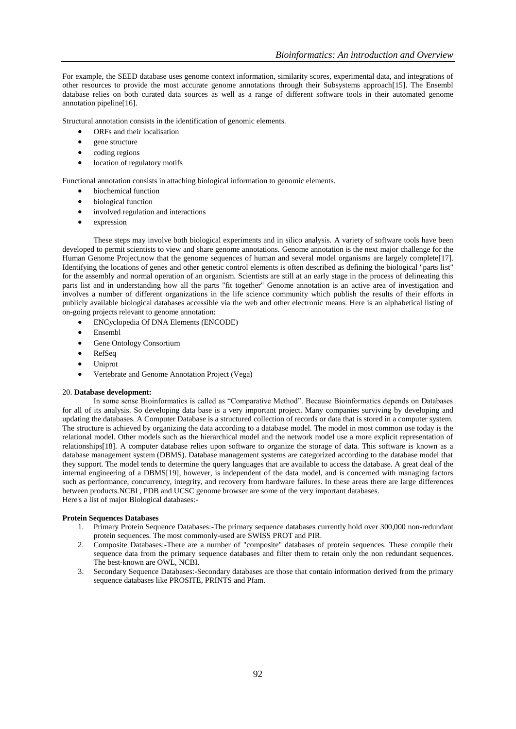For example, the SEED database uses genome context information, similarity scores, experimental data, and integrations of other resources to provide the most accurate genome annotations through their Subsystems approach[15]. The Ensembl database relies on both curated data sources as well as a range of different software tools in their automated genome annotation pipeline[16].

Structural annotation consists in the identification of genomic elements.

- ORFs and their localisation
- gene structure
- coding regions
- location of regulatory motifs

Functional annotation consists in attaching biological information to genomic elements.

- biochemical function
- biological function
- involved regulation and interactions
- expression

These steps may involve both biological experiments and in silico analysis. A variety of software tools have been developed to permit scientists to view and share genome annotations. Genome annotation is the next major challenge for the Human Genome Project,now that the genome sequences of human and several model organisms are largely complete[17]. Identifying the locations of genes and other genetic control elements is often described as defining the biological "parts list" for the assembly and normal operation of an organism. Scientists are still at an early stage in the process of delineating this parts list and in understanding how all the parts "fit together" Genome annotation is an active area of investigation and involves a number of different organizations in the life science community which publish the results of their efforts in publicly available biological databases accessible via the web and other electronic means. Here is an alphabetical listing of on-going projects relevant to genome annotation:

- ENCyclopedia Of DNA Elements (ENCODE)
- Ensembl
- Gene Ontology Consortium
- RefSeq
- Uniprot
- Vertebrate and Genome Annotation Project (Vega)

20. **Database development:**

In some sense Bioinformatics is called as "Comparative Method". Because Bioinformatics depends on Databases for all of its analysis. So developing data base is a very important project. Many companies surviving by developing and updating the databases. A Computer Database is a structured collection of records or data that is stored in a computer system. The structure is achieved by organizing the data according to a database model. The model in most common use today is the relational model. Other models such as the hierarchical model and the network model use a more explicit representation of relationships[18]. A computer database relies upon software to organize the storage of data. This software is known as a database management system (DBMS). Database management systems are categorized according to the database model that they support. The model tends to determine the query languages that are available to access the database. A great deal of the internal engineering of a DBMS[19], however, is independent of the data model, and is concerned with managing factors such as performance, concurrency, integrity, and recovery from hardware failures. In these areas there are large differences between products.NCBI , PDB and UCSC genome browser are some of the very important databases.
Here's a list of major Biological databases:-

**Protein Sequences Databases**

1. Primary Protein Sequence Databases:-The primary sequence databases currently hold over 300,000 non-redundant protein sequences. The most commonly-used are SWISS PROT and PIR.
2. Composite Databases:-There are a number of "composite" databases of protein sequences. These compile their sequence data from the primary sequence databases and filter them to retain only the non redundant sequences. The best-known are OWL, NCBI.
3. Secondary Sequence Databases:-Secondary databases are those that contain information derived from the primary sequence databases like PROSITE, PRINTS and Pfam.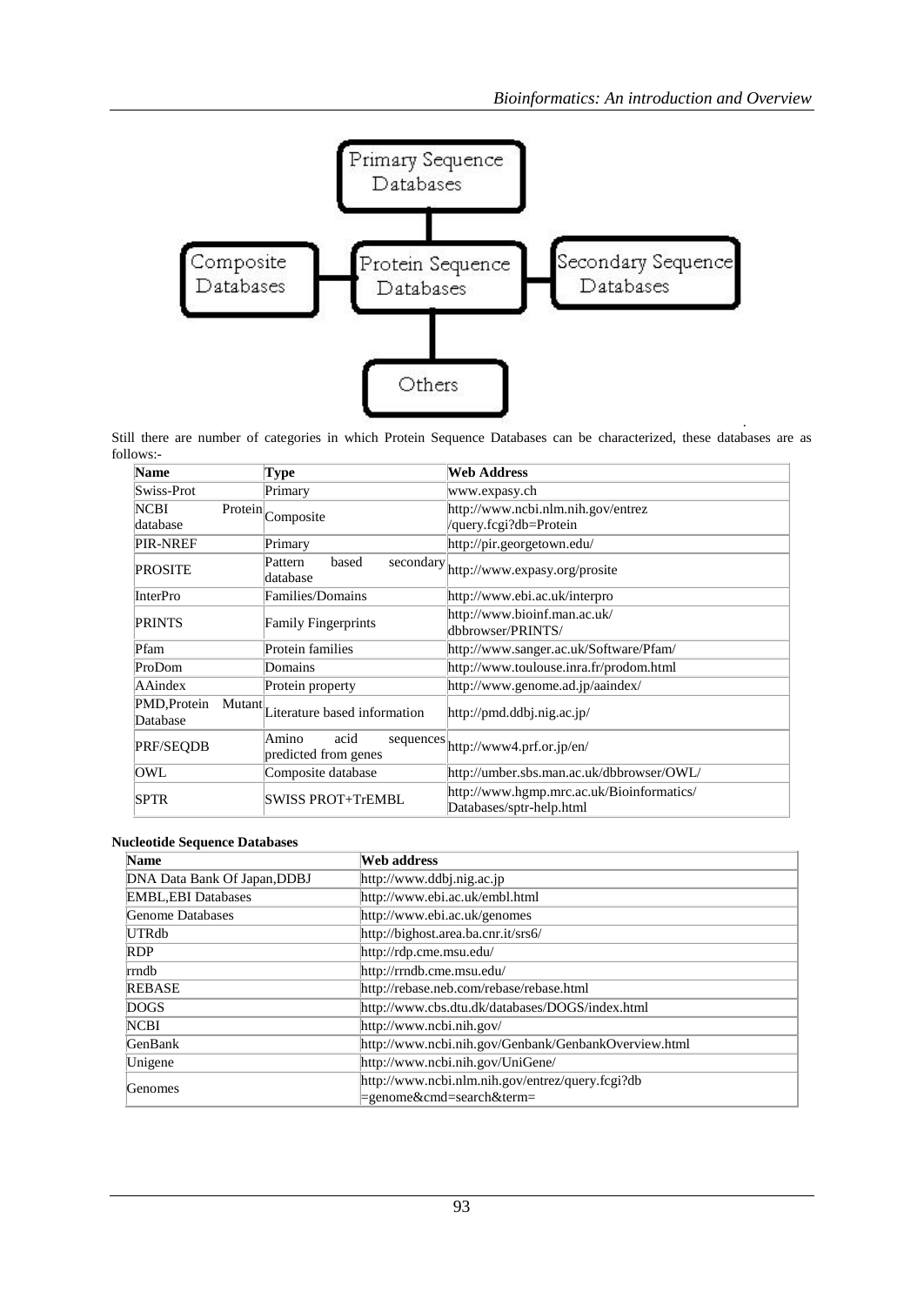Still there are number of categories in which Protein Sequence Databases can be characterized, these databases are as follows:-

| Name | Type | Web Address |
|---|---|---|
| Swiss-Prot | Primary | www.expasy.ch |
| NCBI Protein database | Composite | http://www.ncbi.nlm.nih.gov/entrez /query.fcgi?db=Protein |
| PIR-NREF | Primary | http://pir.georgetown.edu/ |
| PROSITE | Pattern based secondary database | http://www.expasy.org/prosite |
| InterPro | Families/Domains | http://www.ebi.ac.uk/interpro |
| PRINTS | Family Fingerprints | http://www.bioinf.man.ac.uk/ dbbrowser/PRINTS/ |
| Pfam | Protein families | http://www.sanger.ac.uk/Software/Pfam/ |
| ProDom | Domains | http://www.toulouse.inra.fr/prodom.html |
| AAindex | Protein property | http://www.genome.ad.jp/aaindex/ |
| PMD,Protein Mutant Database | Literature based information | http://pmd.ddbj.nig.ac.jp/ |
| PRF/SEQDB | Amino acid sequences predicted from genes | http://www4.prf.or.jp/en/ |
| OWL | Composite database | http://umber.sbs.man.ac.uk/dbbrowser/OWL/ |
| SPTR | SWISS PROT+TrEMBL | http://www.hgmp.mrc.ac.uk/Bioinformatics/ Databases/sptr-help.html |

**Nucleotide Sequence Databases**

| Name | Web address |
|---|---|
| DNA Data Bank Of Japan,DDBJ | http://www.ddbj.nig.ac.jp |
| EMBL,EBI Databases | http://www.ebi.ac.uk/embl.html |
| Genome Databases | http://www.ebi.ac.uk/genomes |
| UTRdb | http://bighost.area.ba.cnr.it/srs6/ |
| RDP | http://rdp.cme.msu.edu/ |
| rrndb | http://rrndb.cme.msu.edu/ |
| REBASE | http://rebase.neb.com/rebase/rebase.html |
| DOGS | http://www.cbs.dtu.dk/databases/DOGS/index.html |
| NCBI | http://www.ncbi.nih.gov/ |
| GenBank | http://www.ncbi.nih.gov/Genbank/GenbankOverview.html |
| Unigene | http://www.ncbi.nih.gov/UniGene/ |
| Genomes | http://www.ncbi.nlm.nih.gov/entrez/query.fcgi?db =genome&cmd=search&term= |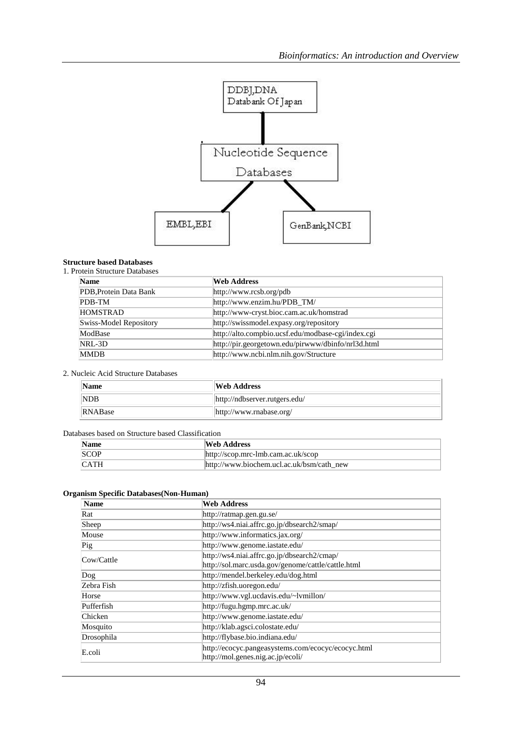DDBJ,DNA Databank Of Japan

Nucleotide Sequence Databases

EMBL,EBI

GenBank,NCBI

**Structure based Databases**

1. Protein Structure Databases

| Name | Web Address |
|---|---|
| PDB,Protein Data Bank | http://www.rcsb.org/pdb |
| PDB-TM | http://www.enzim.hu/PDB_TM/ |
| HOMSTRAD | http://www-cryst.bioc.cam.ac.uk/homstrad |
| Swiss-Model Repository | http://swissmodel.expasy.org/repository |
| ModBase | http://alto.compbio.ucsf.edu/modbase-cgi/index.cgi |
| NRL-3D | http://pir.georgetown.edu/pirwww/dbinfo/nrl3d.html |
| MMDB | http://www.ncbi.nlm.nih.gov/Structure |

2. Nucleic Acid Structure Databases

| Name | Web Address |
|---|---|
| NDB | http://ndbserver.rutgers.edu/ |
| RNABase | http://www.rnabase.org/ |

Databases based on Structure based Classification

| Name | Web Address |
|---|---|
| SCOP | http://scop.mrc-lmb.cam.ac.uk/scop |
| CATH | http://www.biochem.ucl.ac.uk/bsm/cath_new |

**Organism Specific Databases(Non-Human)**

| Name | Web Address |
|---|---|
| Rat | http://ratmap.gen.gu.se/ |
| Sheep | http://ws4.niai.affrc.go.jp/dbsearch2/smap/ |
| Mouse | http://www.informatics.jax.org/ |
| Pig | http://www.genome.iastate.edu/ |
| Cow/Cattle | http://ws4.niai.affrc.go.jp/dbsearch2/cmap/ http://sol.marc.usda.gov/genome/cattle/cattle.html |
| Dog | http://mendel.berkeley.edu/dog.html |
| Zebra Fish | http://zfish.uoregon.edu/ |
| Horse | http://www.vgl.ucdavis.edu/~lvmillon/ |
| Pufferfish | http://fugu.hgmp.mrc.ac.uk/ |
| Chicken | http://www.genome.iastate.edu/ |
| Mosquito | http://klab.agsci.colostate.edu/ |
| Drosophila | http://flybase.bio.indiana.edu/ |
| E.coli | http://ecocyc.pangeasystems.com/ecocyc/ecocyc.html http://mol.genes.nig.ac.jp/ecoli/ |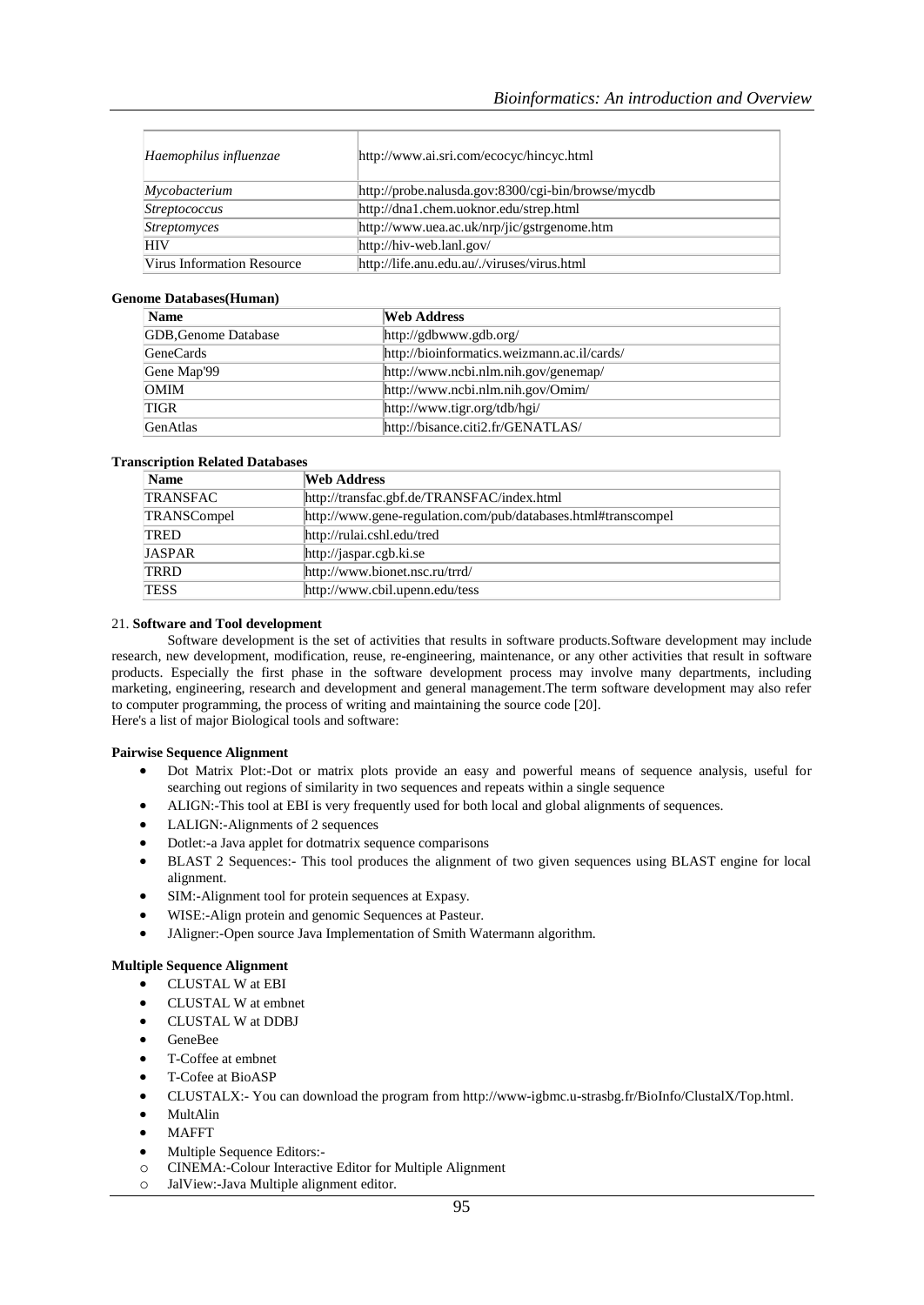| | |
|---|---|
| *Haemophilus influenzae* | http://www.ai.sri.com/ecocyc/hincyc.html |
| *Mycobacterium* | http://probe.nalusda.gov:8300/cgi-bin/browse/mycdb |
| *Streptococcus* | http://dna1.chem.uoknor.edu/strep.html |
| *Streptomyces* | http://www.uea.ac.uk/nrp/jic/gstrgenome.htm |
| HIV | http://hiv-web.lanl.gov/ |
| Virus Information Resource | http://life.anu.edu.au/./viruses/virus.html |

**Genome Databases(Human)**

| Name | Web Address |
|---|---|
| GDB,Genome Database | http://gdbwww.gdb.org/ |
| GeneCards | http://bioinformatics.weizmann.ac.il/cards/ |
| Gene Map'99 | http://www.ncbi.nlm.nih.gov/genemap/ |
| OMIM | http://www.ncbi.nlm.nih.gov/Omim/ |
| TIGR | http://www.tigr.org/tdb/hgi/ |
| GenAtlas | http://bisance.citi2.fr/GENATLAS/ |

**Transcription Related Databases**

| Name | Web Address |
|---|---|
| TRANSFAC | http://transfac.gbf.de/TRANSFAC/index.html |
| TRANSCompel | http://www.gene-regulation.com/pub/databases.html#transcompel |
| TRED | http://rulai.cshl.edu/tred |
| JASPAR | http://jaspar.cgb.ki.se |
| TRRD | http://www.bionet.nsc.ru/trrd/ |
| TESS | http://www.cbil.upenn.edu/tess |

21. **Software and Tool development**

Software development is the set of activities that results in software products.Software development may include research, new development, modification, reuse, re-engineering, maintenance, or any other activities that result in software products. Especially the first phase in the software development process may involve many departments, including marketing, engineering, research and development and general management.The term software development may also refer to computer programming, the process of writing and maintaining the source code [20].
Here's a list of major Biological tools and software:

**Pairwise Sequence Alignment**

- Dot Matrix Plot:-Dot or matrix plots provide an easy and powerful means of sequence analysis, useful for searching out regions of similarity in two sequences and repeats within a single sequence
- ALIGN:-This tool at EBI is very frequently used for both local and global alignments of sequences.
- LALIGN:-Alignments of 2 sequences
- Dotlet:-a Java applet for dotmatrix sequence comparisons
- BLAST 2 Sequences:- This tool produces the alignment of two given sequences using BLAST engine for local alignment.
- SIM:-Alignment tool for protein sequences at Expasy.
- WISE:-Align protein and genomic Sequences at Pasteur.
- JAligner:-Open source Java Implementation of Smith Watermann algorithm.

**Multiple Sequence Alignment**

- CLUSTAL W at EBI
- CLUSTAL W at embnet
- CLUSTAL W at DDBJ
- GeneBee
- T-Coffee at embnet
- T-Cofee at BioASP
- CLUSTALX:- You can download the program from http://www-igbmc.u-strasbg.fr/BioInfo/ClustalX/Top.html.
- MultAlin
- MAFFT
- Multiple Sequence Editors:-
  - CINEMA:-Colour Interactive Editor for Multiple Alignment
  - JalView:-Java Multiple alignment editor.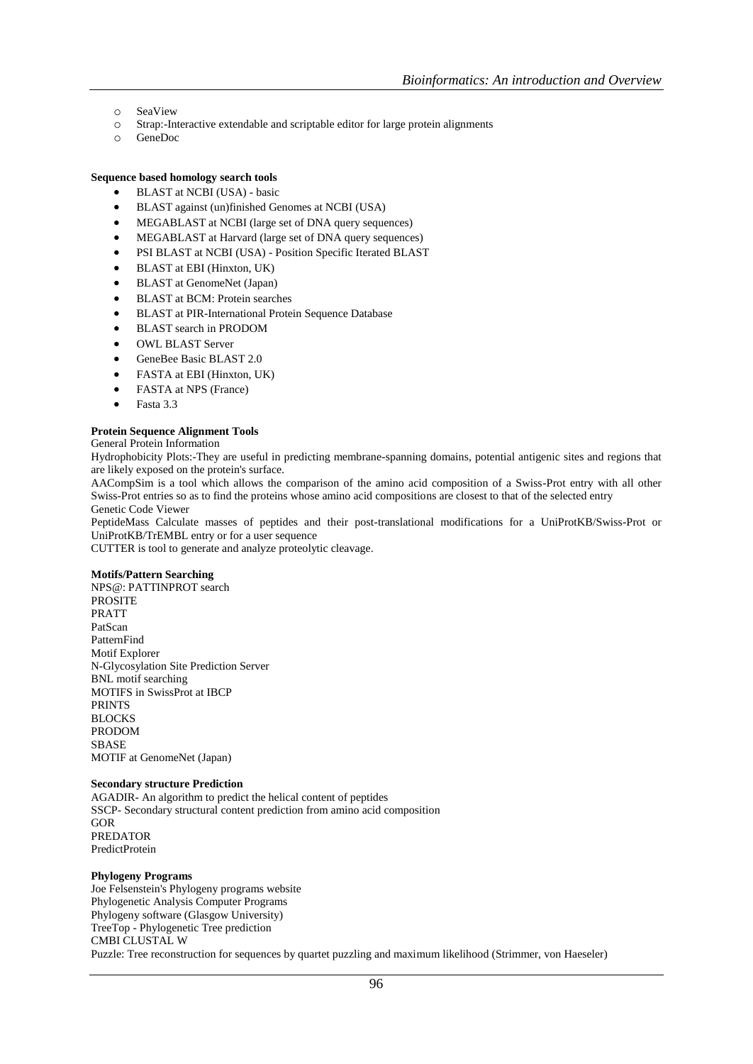- SeaView
- Strap:-Interactive extendable and scriptable editor for large protein alignments
- GeneDoc

**Sequence based homology search tools**

- BLAST at NCBI (USA) - basic
- BLAST against (un)finished Genomes at NCBI (USA)
- MEGABLAST at NCBI (large set of DNA query sequences)
- MEGABLAST at Harvard (large set of DNA query sequences)
- PSI BLAST at NCBI (USA) - Position Specific Iterated BLAST
- BLAST at EBI (Hinxton, UK)
- BLAST at GenomeNet (Japan)
- BLAST at BCM: Protein searches
- BLAST at PIR-International Protein Sequence Database
- BLAST search in PRODOM
- OWL BLAST Server
- GeneBee Basic BLAST 2.0
- FASTA at EBI (Hinxton, UK)
- FASTA at NPS (France)
- Fasta 3.3

**Protein Sequence Alignment Tools**

General Protein Information

Hydrophobicity Plots:-They are useful in predicting membrane-spanning domains, potential antigenic sites and regions that are likely exposed on the protein's surface.

AACompSim is a tool which allows the comparison of the amino acid composition of a Swiss-Prot entry with all other Swiss-Prot entries so as to find the proteins whose amino acid compositions are closest to that of the selected entry

Genetic Code Viewer

PeptideMass Calculate masses of peptides and their post-translational modifications for a UniProtKB/Swiss-Prot or UniProtKB/TrEMBL entry or for a user sequence

CUTTER is tool to generate and analyze proteolytic cleavage.

**Motifs/Pattern Searching**

NPS@: PATTINPROT search  
PROSITE  
PRATT  
PatScan  
PatternFind  
Motif Explorer  
N-Glycosylation Site Prediction Server  
BNL motif searching  
MOTIFS in SwissProt at IBCP  
PRINTS  
BLOCKS  
PRODOM  
SBASE  
MOTIF at GenomeNet (Japan)

**Secondary structure Prediction**

AGADIR- An algorithm to predict the helical content of peptides  
SSCP- Secondary structural content prediction from amino acid composition  
GOR  
PREDATOR  
PredictProtein

**Phylogeny Programs**

Joe Felsenstein's Phylogeny programs website  
Phylogenetic Analysis Computer Programs  
Phylogeny software (Glasgow University)  
TreeTop - Phylogenetic Tree prediction  
CMBI CLUSTAL W  
Puzzle: Tree reconstruction for sequences by quartet puzzling and maximum likelihood (Strimmer, von Haeseler)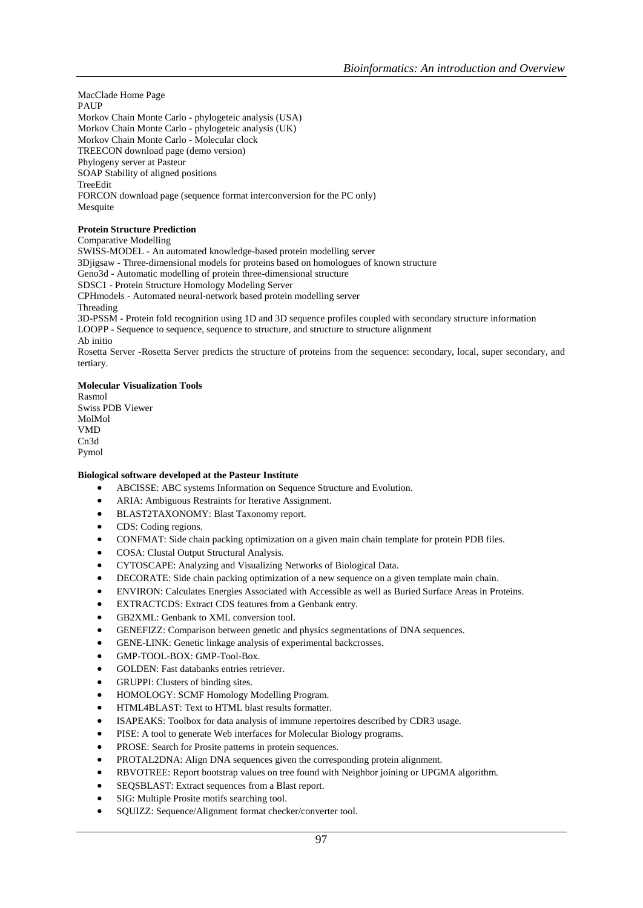MacClade Home Page
PAUP
Morkov Chain Monte Carlo - phylogeteic analysis (USA)
Morkov Chain Monte Carlo - phylogeteic analysis (UK)
Morkov Chain Monte Carlo - Molecular clock
TREECON download page (demo version)
Phylogeny server at Pasteur
SOAP Stability of aligned positions
TreeEdit
FORCON download page (sequence format interconversion for the PC only)
Mesquite

**Protein Structure Prediction**

Comparative Modelling
SWISS-MODEL - An automated knowledge-based protein modelling server
3Djigsaw - Three-dimensional models for proteins based on homologues of known structure
Geno3d - Automatic modelling of protein three-dimensional structure
SDSC1 - Protein Structure Homology Modeling Server
CPHmodels - Automated neural-network based protein modelling server
Threading
3D-PSSM - Protein fold recognition using 1D and 3D sequence profiles coupled with secondary structure information
LOOPP - Sequence to sequence, sequence to structure, and structure to structure alignment
Ab initio
Rosetta Server -Rosetta Server predicts the structure of proteins from the sequence: secondary, local, super secondary, and tertiary.

**Molecular Visualization Tools**

Rasmol
Swiss PDB Viewer
MolMol
VMD
Cn3d
Pymol

**Biological software developed at the Pasteur Institute**

- ABCISSE: ABC systems Information on Sequence Structure and Evolution.
- ARIA: Ambiguous Restraints for Iterative Assignment.
- BLAST2TAXONOMY: Blast Taxonomy report.
- CDS: Coding regions.
- CONFMAT: Side chain packing optimization on a given main chain template for protein PDB files.
- COSA: Clustal Output Structural Analysis.
- CYTOSCAPE: Analyzing and Visualizing Networks of Biological Data.
- DECORATE: Side chain packing optimization of a new sequence on a given template main chain.
- ENVIRON: Calculates Energies Associated with Accessible as well as Buried Surface Areas in Proteins.
- EXTRACTCDS: Extract CDS features from a Genbank entry.
- GB2XML: Genbank to XML conversion tool.
- GENEFIZZ: Comparison between genetic and physics segmentations of DNA sequences.
- GENE-LINK: Genetic linkage analysis of experimental backcrosses.
- GMP-TOOL-BOX: GMP-Tool-Box.
- GOLDEN: Fast databanks entries retriever.
- GRUPPI: Clusters of binding sites.
- HOMOLOGY: SCMF Homology Modelling Program.
- HTML4BLAST: Text to HTML blast results formatter.
- ISAPEAKS: Toolbox for data analysis of immune repertoires described by CDR3 usage.
- PISE: A tool to generate Web interfaces for Molecular Biology programs.
- PROSE: Search for Prosite patterns in protein sequences.
- PROTAL2DNA: Align DNA sequences given the corresponding protein alignment.
- RBVOTREE: Report bootstrap values on tree found with Neighbor joining or UPGMA algorithm.
- SEQSBLAST: Extract sequences from a Blast report.
- SIG: Multiple Prosite motifs searching tool.
- SQUIZZ: Sequence/Alignment format checker/converter tool.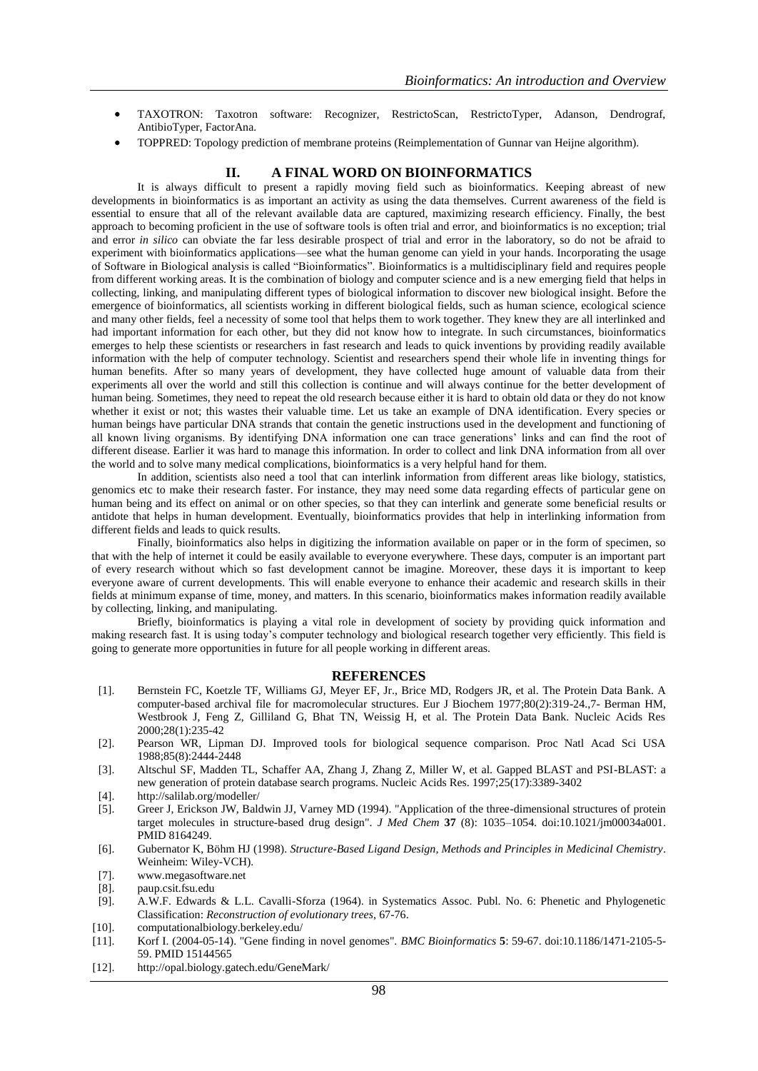- TAXOTRON: Taxotron software: Recognizer, RestrictoScan, RestrictoTyper, Adanson, Dendrograf, AntibioTyper, FactorAna.
- TOPPRED: Topology prediction of membrane proteins (Reimplementation of Gunnar van Heijne algorithm).

## II. A FINAL WORD ON BIOINFORMATICS

It is always difficult to present a rapidly moving field such as bioinformatics. Keeping abreast of new developments in bioinformatics is as important an activity as using the data themselves. Current awareness of the field is essential to ensure that all of the relevant available data are captured, maximizing research efficiency. Finally, the best approach to becoming proficient in the use of software tools is often trial and error, and bioinformatics is no exception; trial and error *in silico* can obviate the far less desirable prospect of trial and error in the laboratory, so do not be afraid to experiment with bioinformatics applications—see what the human genome can yield in your hands. Incorporating the usage of Software in Biological analysis is called "Bioinformatics". Bioinformatics is a multidisciplinary field and requires people from different working areas. It is the combination of biology and computer science and is a new emerging field that helps in collecting, linking, and manipulating different types of biological information to discover new biological insight. Before the emergence of bioinformatics, all scientists working in different biological fields, such as human science, ecological science and many other fields, feel a necessity of some tool that helps them to work together. They knew they are all interlinked and had important information for each other, but they did not know how to integrate. In such circumstances, bioinformatics emerges to help these scientists or researchers in fast research and leads to quick inventions by providing readily available information with the help of computer technology. Scientist and researchers spend their whole life in inventing things for human benefits. After so many years of development, they have collected huge amount of valuable data from their experiments all over the world and still this collection is continue and will always continue for the better development of human being. Sometimes, they need to repeat the old research because either it is hard to obtain old data or they do not know whether it exist or not; this wastes their valuable time. Let us take an example of DNA identification. Every species or human beings have particular DNA strands that contain the genetic instructions used in the development and functioning of all known living organisms. By identifying DNA information one can trace generations' links and can find the root of different disease. Earlier it was hard to manage this information. In order to collect and link DNA information from all over the world and to solve many medical complications, bioinformatics is a very helpful hand for them.

In addition, scientists also need a tool that can interlink information from different areas like biology, statistics, genomics etc to make their research faster. For instance, they may need some data regarding effects of particular gene on human being and its effect on animal or on other species, so that they can interlink and generate some beneficial results or antidote that helps in human development. Eventually, bioinformatics provides that help in interlinking information from different fields and leads to quick results.

Finally, bioinformatics also helps in digitizing the information available on paper or in the form of specimen, so that with the help of internet it could be easily available to everyone everywhere. These days, computer is an important part of every research without which so fast development cannot be imagine. Moreover, these days it is important to keep everyone aware of current developments. This will enable everyone to enhance their academic and research skills in their fields at minimum expanse of time, money, and matters. In this scenario, bioinformatics makes information readily available by collecting, linking, and manipulating.

Briefly, bioinformatics is playing a vital role in development of society by providing quick information and making research fast. It is using today's computer technology and biological research together very efficiently. This field is going to generate more opportunities in future for all people working in different areas.

## REFERENCES

[1]. Bernstein FC, Koetzle TF, Williams GJ, Meyer EF, Jr., Brice MD, Rodgers JR, et al. The Protein Data Bank. A computer-based archival file for macromolecular structures. Eur J Biochem 1977;80(2):319-24.,7- Berman HM, Westbrook J, Feng Z, Gilliland G, Bhat TN, Weissig H, et al. The Protein Data Bank. Nucleic Acids Res 2000;28(1):235-42

[2]. Pearson WR, Lipman DJ. Improved tools for biological sequence comparison. Proc Natl Acad Sci USA 1988;85(8):2444-2448

[3]. Altschul SF, Madden TL, Schaffer AA, Zhang J, Zhang Z, Miller W, et al. Gapped BLAST and PSI-BLAST: a new generation of protein database search programs. Nucleic Acids Res. 1997;25(17):3389-3402

[4]. http://salilab.org/modeller/

[5]. Greer J, Erickson JW, Baldwin JJ, Varney MD (1994). "Application of the three-dimensional structures of protein target molecules in structure-based drug design". *J Med Chem* **37** (8): 1035–1054. doi:10.1021/jm00034a001. PMID 8164249.

[6]. Gubernator K, Böhm HJ (1998). *Structure-Based Ligand Design, Methods and Principles in Medicinal Chemistry*. Weinheim: Wiley-VCH).

[7]. www.megasoftware.net

[8]. paup.csit.fsu.edu

[9]. A.W.F. Edwards & L.L. Cavalli-Sforza (1964). in Systematics Assoc. Publ. No. 6: Phenetic and Phylogenetic Classification: *Reconstruction of evolutionary trees*, 67-76.

[10]. computationalbiology.berkeley.edu/

[11]. Korf I. (2004-05-14). "Gene finding in novel genomes". *BMC Bioinformatics* **5**: 59-67. doi:10.1186/1471-2105-5-59. PMID 15144565

[12]. http://opal.biology.gatech.edu/GeneMark/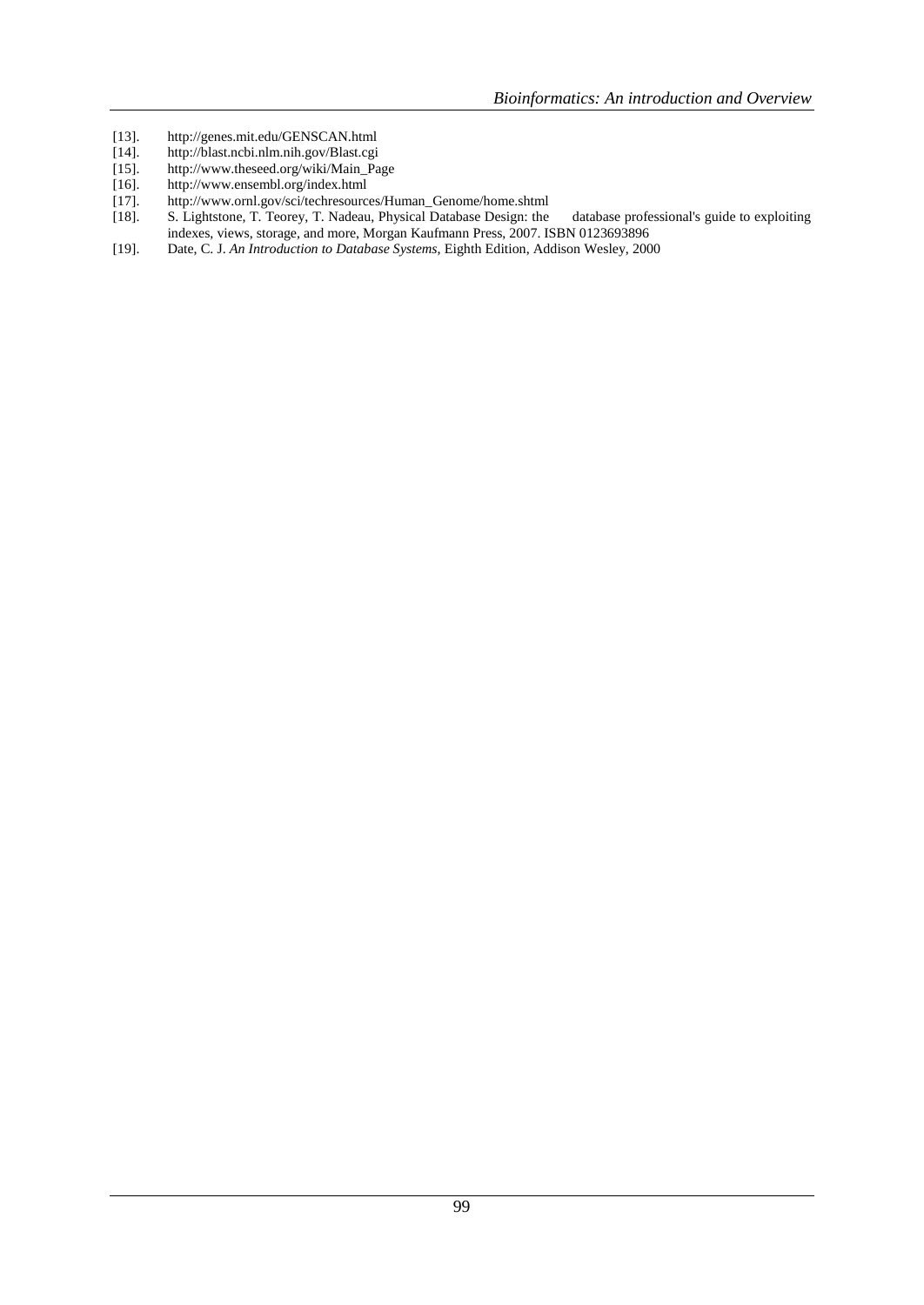[13]. http://genes.mit.edu/GENSCAN.html

[14]. http://blast.ncbi.nlm.nih.gov/Blast.cgi

[15]. http://www.theseed.org/wiki/Main_Page

[16]. http://www.ensembl.org/index.html

[17]. http://www.ornl.gov/sci/techresources/Human_Genome/home.shtml

[18]. S. Lightstone, T. Teorey, T. Nadeau, Physical Database Design: the database professional's guide to exploiting indexes, views, storage, and more, Morgan Kaufmann Press, 2007. ISBN 0123693896

[19]. Date, C. J. *An Introduction to Database Systems*, Eighth Edition, Addison Wesley, 2000